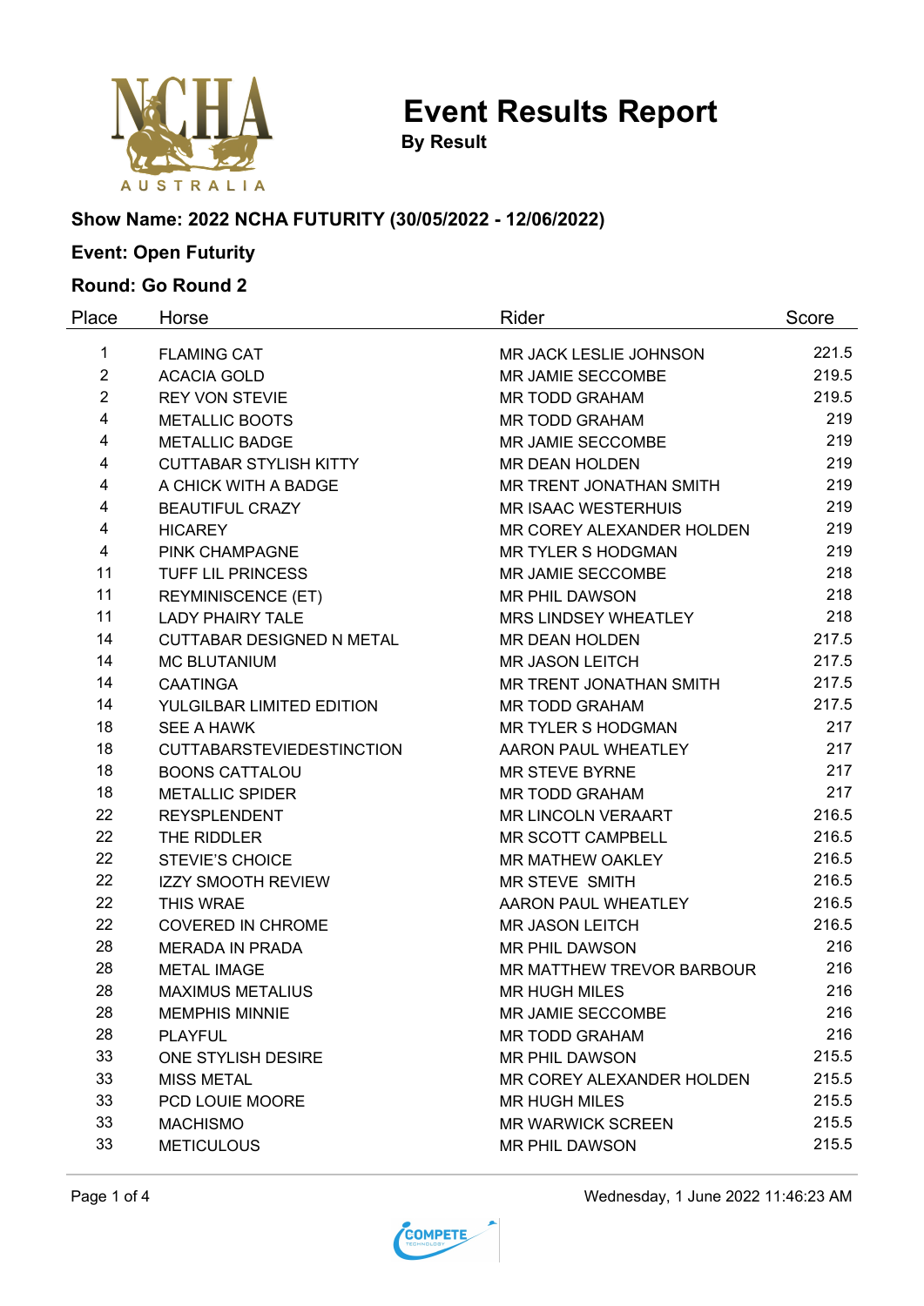# Event Results Report

**By Result**

### Show Name: 2022 NCHA FUTURITY (30/05/2022 - 12/06/2022)

### Event: Open Futurity

### Round: Go Round 2

| Place | Horse | Rider | Score |
|---|---|---|---|
| 1 | FLAMING CAT | MR JACK LESLIE JOHNSON | 221.5 |
| 2 | ACACIA GOLD | MR JAMIE SECCOMBE | 219.5 |
| 2 | REY VON STEVIE | MR TODD GRAHAM | 219.5 |
| 4 | METALLIC BOOTS | MR TODD GRAHAM | 219 |
| 4 | METALLIC BADGE | MR JAMIE SECCOMBE | 219 |
| 4 | CUTTABAR STYLISH KITTY | MR DEAN HOLDEN | 219 |
| 4 | A CHICK WITH A BADGE | MR TRENT JONATHAN SMITH | 219 |
| 4 | BEAUTIFUL CRAZY | MR ISAAC WESTERHUIS | 219 |
| 4 | HICAREY | MR COREY ALEXANDER HOLDEN | 219 |
| 4 | PINK CHAMPAGNE | MR TYLER S HODGMAN | 219 |
| 11 | TUFF LIL PRINCESS | MR JAMIE SECCOMBE | 218 |
| 11 | REYMINISCENCE (ET) | MR PHIL DAWSON | 218 |
| 11 | LADY PHAIRY TALE | MRS LINDSEY WHEATLEY | 218 |
| 14 | CUTTABAR DESIGNED N METAL | MR DEAN HOLDEN | 217.5 |
| 14 | MC BLUTANIUM | MR JASON LEITCH | 217.5 |
| 14 | CAATINGA | MR TRENT JONATHAN SMITH | 217.5 |
| 14 | YULGILBAR LIMITED EDITION | MR TODD GRAHAM | 217.5 |
| 18 | SEE A HAWK | MR TYLER S HODGMAN | 217 |
| 18 | CUTTABARSTEVIEDESTINCTION | AARON PAUL WHEATLEY | 217 |
| 18 | BOONS CATTALOU | MR STEVE BYRNE | 217 |
| 18 | METALLIC SPIDER | MR TODD GRAHAM | 217 |
| 22 | REYSPLENDENT | MR LINCOLN VERAART | 216.5 |
| 22 | THE RIDDLER | MR SCOTT CAMPBELL | 216.5 |
| 22 | STEVIE'S CHOICE | MR MATHEW OAKLEY | 216.5 |
| 22 | IZZY SMOOTH REVIEW | MR STEVE SMITH | 216.5 |
| 22 | THIS WRAE | AARON PAUL WHEATLEY | 216.5 |
| 22 | COVERED IN CHROME | MR JASON LEITCH | 216.5 |
| 28 | MERADA IN PRADA | MR PHIL DAWSON | 216 |
| 28 | METAL IMAGE | MR MATTHEW TREVOR BARBOUR | 216 |
| 28 | MAXIMUS METALIUS | MR HUGH MILES | 216 |
| 28 | MEMPHIS MINNIE | MR JAMIE SECCOMBE | 216 |
| 28 | PLAYFUL | MR TODD GRAHAM | 216 |
| 33 | ONE STYLISH DESIRE | MR PHIL DAWSON | 215.5 |
| 33 | MISS METAL | MR COREY ALEXANDER HOLDEN | 215.5 |
| 33 | PCD LOUIE MOORE | MR HUGH MILES | 215.5 |
| 33 | MACHISMO | MR WARWICK SCREEN | 215.5 |
| 33 | METICULOUS | MR PHIL DAWSON | 215.5 |

Wednesday, 1 June 2022 11:46:23 AM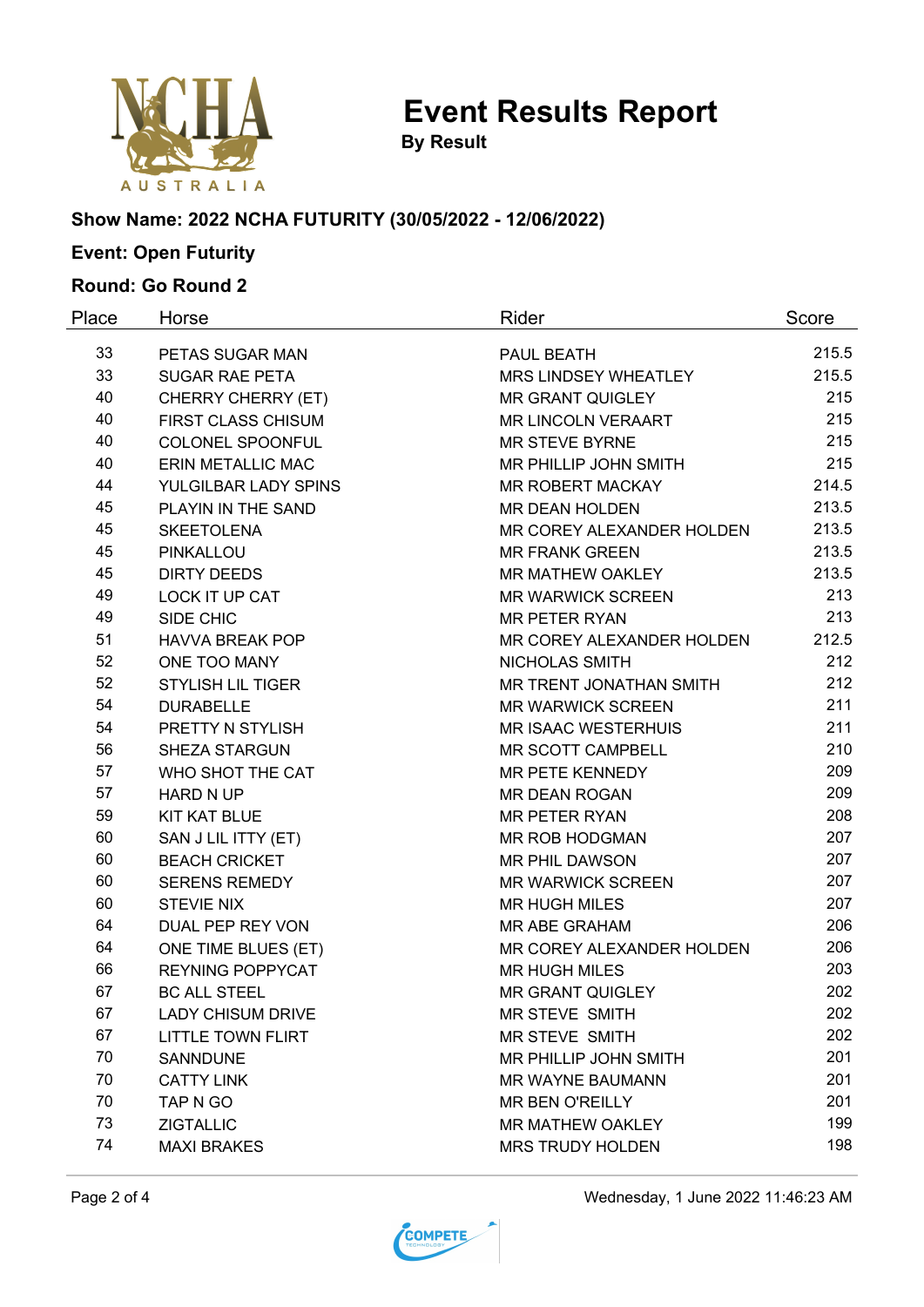# Event Results Report

**By Result**

**Show Name: 2022 NCHA FUTURITY (30/05/2022 - 12/06/2022)**

**Event: Open Futurity**

**Round: Go Round 2**

| Place | Horse | Rider | Score |
|---|---|---|---|
| 33 | PETAS SUGAR MAN | PAUL BEATH | 215.5 |
| 33 | SUGAR RAE PETA | MRS LINDSEY WHEATLEY | 215.5 |
| 40 | CHERRY CHERRY (ET) | MR GRANT QUIGLEY | 215 |
| 40 | FIRST CLASS CHISUM | MR LINCOLN VERAART | 215 |
| 40 | COLONEL SPOONFUL | MR STEVE BYRNE | 215 |
| 40 | ERIN METALLIC MAC | MR PHILLIP JOHN SMITH | 215 |
| 44 | YULGILBAR LADY SPINS | MR ROBERT MACKAY | 214.5 |
| 45 | PLAYIN IN THE SAND | MR DEAN HOLDEN | 213.5 |
| 45 | SKEETOLENA | MR COREY ALEXANDER HOLDEN | 213.5 |
| 45 | PINKALLOU | MR FRANK GREEN | 213.5 |
| 45 | DIRTY DEEDS | MR MATHEW OAKLEY | 213.5 |
| 49 | LOCK IT UP CAT | MR WARWICK SCREEN | 213 |
| 49 | SIDE CHIC | MR PETER RYAN | 213 |
| 51 | HAVVA BREAK POP | MR COREY ALEXANDER HOLDEN | 212.5 |
| 52 | ONE TOO MANY | NICHOLAS SMITH | 212 |
| 52 | STYLISH LIL TIGER | MR TRENT JONATHAN SMITH | 212 |
| 54 | DURABELLE | MR WARWICK SCREEN | 211 |
| 54 | PRETTY N STYLISH | MR ISAAC WESTERHUIS | 211 |
| 56 | SHEZA STARGUN | MR SCOTT CAMPBELL | 210 |
| 57 | WHO SHOT THE CAT | MR PETE KENNEDY | 209 |
| 57 | HARD N UP | MR DEAN ROGAN | 209 |
| 59 | KIT KAT BLUE | MR PETER RYAN | 208 |
| 60 | SAN J LIL ITTY (ET) | MR ROB HODGMAN | 207 |
| 60 | BEACH CRICKET | MR PHIL DAWSON | 207 |
| 60 | SERENS REMEDY | MR WARWICK SCREEN | 207 |
| 60 | STEVIE NIX | MR HUGH MILES | 207 |
| 64 | DUAL PEP REY VON | MR ABE GRAHAM | 206 |
| 64 | ONE TIME BLUES (ET) | MR COREY ALEXANDER HOLDEN | 206 |
| 66 | REYNING POPPYCAT | MR HUGH MILES | 203 |
| 67 | BC ALL STEEL | MR GRANT QUIGLEY | 202 |
| 67 | LADY CHISUM DRIVE | MR STEVE SMITH | 202 |
| 67 | LITTLE TOWN FLIRT | MR STEVE SMITH | 202 |
| 70 | SANNDUNE | MR PHILLIP JOHN SMITH | 201 |
| 70 | CATTY LINK | MR WAYNE BAUMANN | 201 |
| 70 | TAP N GO | MR BEN O'REILLY | 201 |
| 73 | ZIGTALLIC | MR MATHEW OAKLEY | 199 |
| 74 | MAXI BRAKES | MRS TRUDY HOLDEN | 198 |

Wednesday, 1 June 2022 11:46:23 AM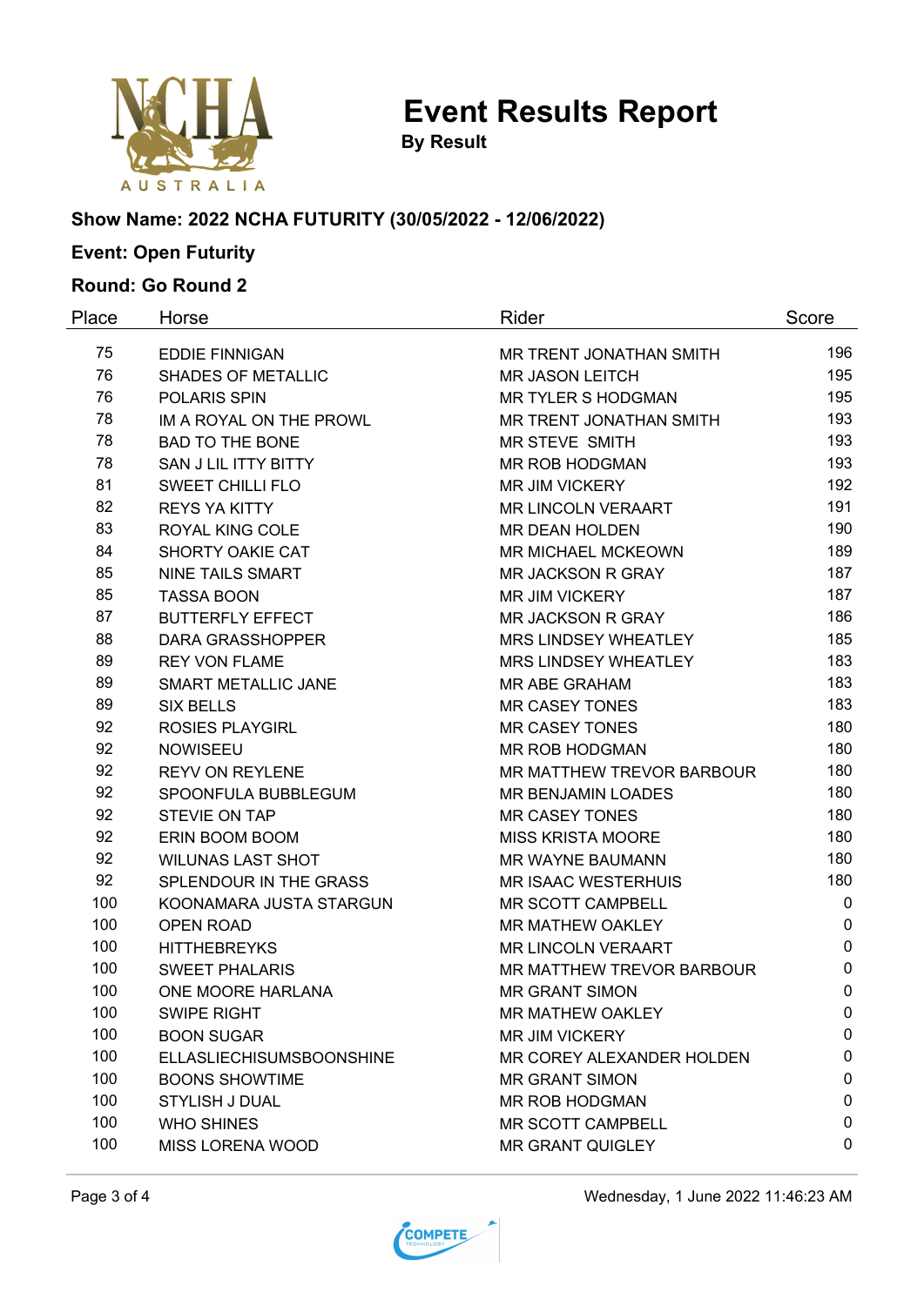# Event Results Report

**By Result**

### Show Name: 2022 NCHA FUTURITY (30/05/2022 - 12/06/2022)

### Event: Open Futurity

### Round: Go Round 2

| Place | Horse | Rider | Score |
|---|---|---|---|
| 75 | EDDIE FINNIGAN | MR TRENT JONATHAN SMITH | 196 |
| 76 | SHADES OF METALLIC | MR JASON LEITCH | 195 |
| 76 | POLARIS SPIN | MR TYLER S HODGMAN | 195 |
| 78 | IM A ROYAL ON THE PROWL | MR TRENT JONATHAN SMITH | 193 |
| 78 | BAD TO THE BONE | MR STEVE SMITH | 193 |
| 78 | SAN J LIL ITTY BITTY | MR ROB HODGMAN | 193 |
| 81 | SWEET CHILLI FLO | MR JIM VICKERY | 192 |
| 82 | REYS YA KITTY | MR LINCOLN VERAART | 191 |
| 83 | ROYAL KING COLE | MR DEAN HOLDEN | 190 |
| 84 | SHORTY OAKIE CAT | MR MICHAEL MCKEOWN | 189 |
| 85 | NINE TAILS SMART | MR JACKSON R GRAY | 187 |
| 85 | TASSA BOON | MR JIM VICKERY | 187 |
| 87 | BUTTERFLY EFFECT | MR JACKSON R GRAY | 186 |
| 88 | DARA GRASSHOPPER | MRS LINDSEY WHEATLEY | 185 |
| 89 | REY VON FLAME | MRS LINDSEY WHEATLEY | 183 |
| 89 | SMART METALLIC JANE | MR ABE GRAHAM | 183 |
| 89 | SIX BELLS | MR CASEY TONES | 183 |
| 92 | ROSIES PLAYGIRL | MR CASEY TONES | 180 |
| 92 | NOWISEEU | MR ROB HODGMAN | 180 |
| 92 | REYV ON REYLENE | MR MATTHEW TREVOR BARBOUR | 180 |
| 92 | SPOONFULA BUBBLEGUM | MR BENJAMIN LOADES | 180 |
| 92 | STEVIE ON TAP | MR CASEY TONES | 180 |
| 92 | ERIN BOOM BOOM | MISS KRISTA MOORE | 180 |
| 92 | WILUNAS LAST SHOT | MR WAYNE BAUMANN | 180 |
| 92 | SPLENDOUR IN THE GRASS | MR ISAAC WESTERHUIS | 180 |
| 100 | KOONAMARA JUSTA STARGUN | MR SCOTT CAMPBELL | 0 |
| 100 | OPEN ROAD | MR MATHEW OAKLEY | 0 |
| 100 | HITTHEBREYKS | MR LINCOLN VERAART | 0 |
| 100 | SWEET PHALARIS | MR MATTHEW TREVOR BARBOUR | 0 |
| 100 | ONE MOORE HARLANA | MR GRANT SIMON | 0 |
| 100 | SWIPE RIGHT | MR MATHEW OAKLEY | 0 |
| 100 | BOON SUGAR | MR JIM VICKERY | 0 |
| 100 | ELLASLIECHISUMSBOONSHINE | MR COREY ALEXANDER HOLDEN | 0 |
| 100 | BOONS SHOWTIME | MR GRANT SIMON | 0 |
| 100 | STYLISH J DUAL | MR ROB HODGMAN | 0 |
| 100 | WHO SHINES | MR SCOTT CAMPBELL | 0 |
| 100 | MISS LORENA WOOD | MR GRANT QUIGLEY | 0 |

Wednesday, 1 June 2022 11:46:23 AM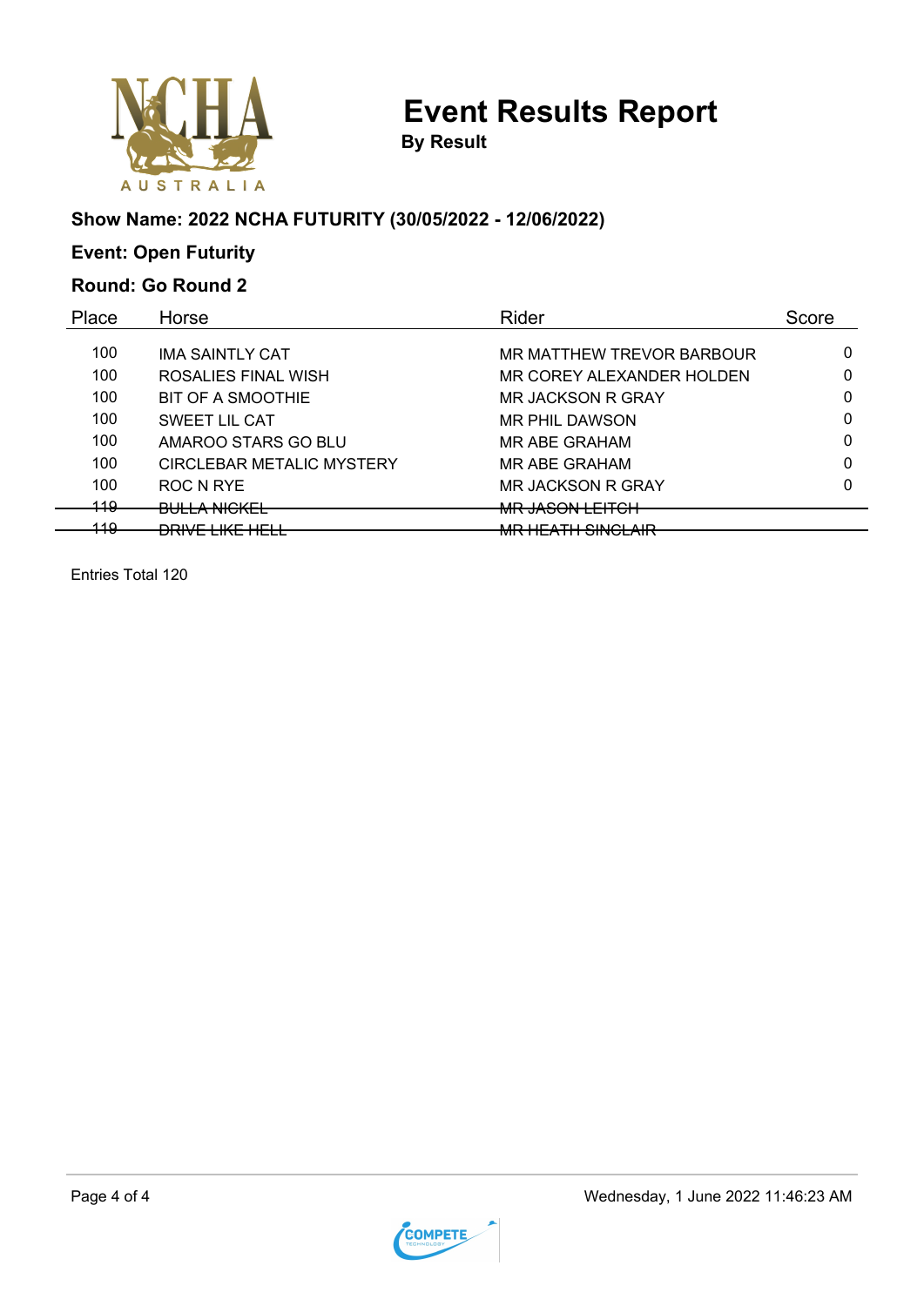# Event Results Report

**By Result**

### Show Name: 2022 NCHA FUTURITY (30/05/2022 - 12/06/2022)

### Event: Open Futurity

### Round: Go Round 2

| Place | Horse | Rider | Score |
|---|---|---|---|
| 100 | IMA SAINTLY CAT | MR MATTHEW TREVOR BARBOUR | 0 |
| 100 | ROSALIES FINAL WISH | MR COREY ALEXANDER HOLDEN | 0 |
| 100 | BIT OF A SMOOTHIE | MR JACKSON R GRAY | 0 |
| 100 | SWEET LIL CAT | MR PHIL DAWSON | 0 |
| 100 | AMAROO STARS GO BLU | MR ABE GRAHAM | 0 |
| 100 | CIRCLEBAR METALIC MYSTERY | MR ABE GRAHAM | 0 |
| 100 | ROC N RYE | MR JACKSON R GRAY | 0 |
| ~~119~~ | ~~BULLA NICKEL~~ | ~~MR JASON LEITCH~~ | |
| ~~119~~ | ~~DRIVE LIKE HELL~~ | ~~MR HEATH SINCLAIR~~ | |

Entries Total 120